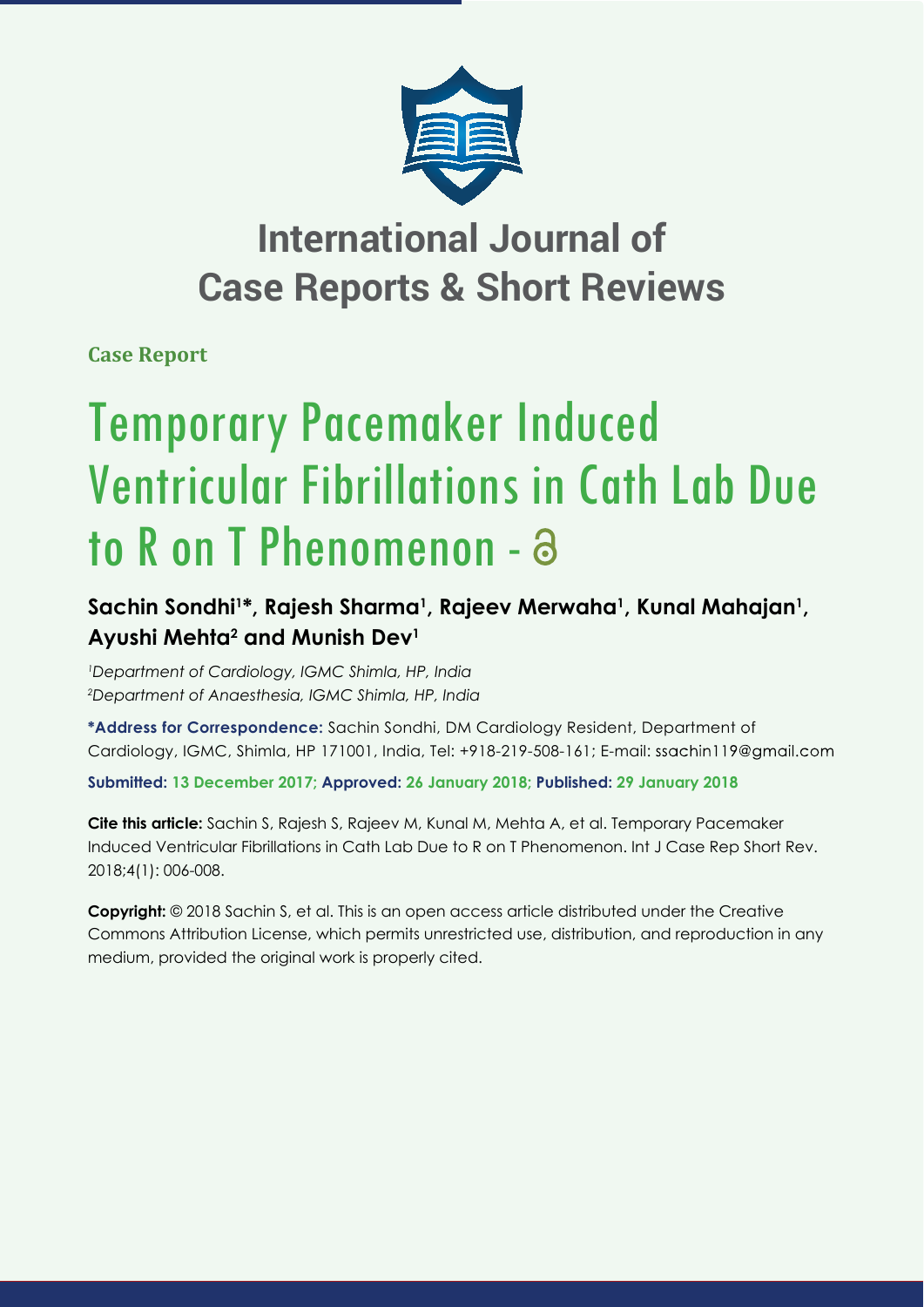# International Journal of Case Reports & Short Reviews

**Case Report**

# Temporary Pacemaker Induced Ventricular Fibrillations in Cath Lab Due to R on T Phenomenon

**Sachin Sondhi[1]*, Rajesh Sharma[1], Rajeev Merwaha[1], Kunal Mahajan[1], Ayushi Mehta[2] and Munish Dev[1]**

*[1]Department of Cardiology, IGMC Shimla, HP, India*
*[2]Department of Anaesthesia, IGMC Shimla, HP, India*

**\*Address for Correspondence:** Sachin Sondhi, DM Cardiology Resident, Department of Cardiology, IGMC, Shimla, HP 171001, India, Tel: +918-219-508-161; E-mail: ssachin119@gmail.com

**Submitted: 13 December 2017; Approved: 26 January 2018; Published: 29 January 2018**

**Cite this article:** Sachin S, Rajesh S, Rajeev M, Kunal M, Mehta A, et al. Temporary Pacemaker Induced Ventricular Fibrillations in Cath Lab Due to R on T Phenomenon. Int J Case Rep Short Rev. 2018;4(1): 006-008.

**Copyright:** © 2018 Sachin S, et al. This is an open access article distributed under the Creative Commons Attribution License, which permits unrestricted use, distribution, and reproduction in any medium, provided the original work is properly cited.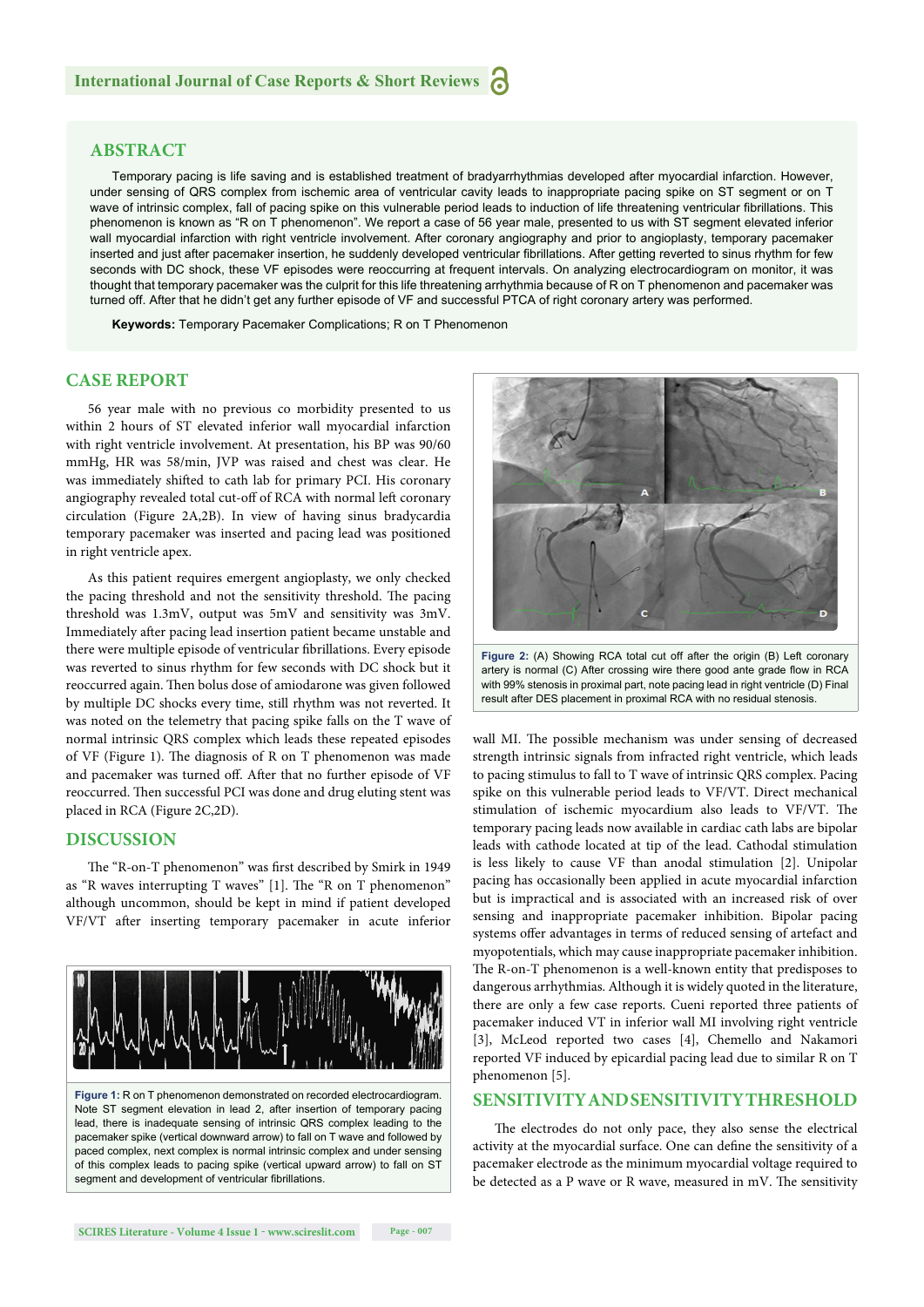## ABSTRACT

Temporary pacing is life saving and is established treatment of bradyarrhythmias developed after myocardial infarction. However, under sensing of QRS complex from ischemic area of ventricular cavity leads to inappropriate pacing spike on ST segment or on T wave of intrinsic complex, fall of pacing spike on this vulnerable period leads to induction of life threatening ventricular fibrillations. This phenomenon is known as "R on T phenomenon". We report a case of 56 year male, presented to us with ST segment elevated inferior wall myocardial infarction with right ventricle involvement. After coronary angiography and prior to angioplasty, temporary pacemaker inserted and just after pacemaker insertion, he suddenly developed ventricular fibrillations. After getting reverted to sinus rhythm for few seconds with DC shock, these VF episodes were reoccurring at frequent intervals. On analyzing electrocardiogram on monitor, it was thought that temporary pacemaker was the culprit for this life threatening arrhythmia because of R on T phenomenon and pacemaker was turned off. After that he didn't get any further episode of VF and successful PTCA of right coronary artery was performed.

**Keywords:** Temporary Pacemaker Complications; R on T Phenomenon

## CASE REPORT

56 year male with no previous co morbidity presented to us within 2 hours of ST elevated inferior wall myocardial infarction with right ventricle involvement. At presentation, his BP was 90/60 mmHg, HR was 58/min, JVP was raised and chest was clear. He was immediately shifted to cath lab for primary PCI. His coronary angiography revealed total cut-off of RCA with normal left coronary circulation (Figure 2A,2B). In view of having sinus bradycardia temporary pacemaker was inserted and pacing lead was positioned in right ventricle apex.

As this patient requires emergent angioplasty, we only checked the pacing threshold and not the sensitivity threshold. The pacing threshold was 1.3mV, output was 5mV and sensitivity was 3mV. Immediately after pacing lead insertion patient became unstable and there were multiple episode of ventricular fibrillations. Every episode was reverted to sinus rhythm for few seconds with DC shock but it reoccurred again. Then bolus dose of amiodarone was given followed by multiple DC shocks every time, still rhythm was not reverted. It was noted on the telemetry that pacing spike falls on the T wave of normal intrinsic QRS complex which leads these repeated episodes of VF (Figure 1). The diagnosis of R on T phenomenon was made and pacemaker was turned off. After that no further episode of VF reoccurred. Then successful PCI was done and drug eluting stent was placed in RCA (Figure 2C,2D).

## DISCUSSION

The "R-on-T phenomenon" was first described by Smirk in 1949 as "R waves interrupting T waves" [1]. The "R on T phenomenon" although uncommon, should be kept in mind if patient developed VF/VT after inserting temporary pacemaker in acute inferior wall MI. The possible mechanism was under sensing of decreased strength intrinsic signals from infracted right ventricle, which leads to pacing stimulus to fall to T wave of intrinsic QRS complex. Pacing spike on this vulnerable period leads to VF/VT. Direct mechanical stimulation of ischemic myocardium also leads to VF/VT. The temporary pacing leads now available in cardiac cath labs are bipolar leads with cathode located at tip of the lead. Cathodal stimulation is less likely to cause VF than anodal stimulation [2]. Unipolar pacing has occasionally been applied in acute myocardial infarction but is impractical and is associated with an increased risk of over sensing and inappropriate pacemaker inhibition. Bipolar pacing systems offer advantages in terms of reduced sensing of artefact and myopotentials, which may cause inappropriate pacemaker inhibition. The R-on-T phenomenon is a well-known entity that predisposes to dangerous arrhythmias. Although it is widely quoted in the literature, there are only a few case reports. Cueni reported three patients of pacemaker induced VT in inferior wall MI involving right ventricle [3], McLeod reported two cases [4], Chemello and Nakamori reported VF induced by epicardial pacing lead due to similar R on T phenomenon [5].

Figure 1: R on T phenomenon demonstrated on recorded electrocardiogram. Note ST segment elevation in lead 2, after insertion of temporary pacing lead, there is inadequate sensing of intrinsic QRS complex leading to the pacemaker spike (vertical downward arrow) to fall on T wave and followed by paced complex, next complex is normal intrinsic complex and under sensing of this complex leads to pacing spike (vertical upward arrow) to fall on ST segment and development of ventricular fibrillations.

Figure 2: (A) Showing RCA total cut off after the origin (B) Left coronary artery is normal (C) After crossing wire there good ante grade flow in RCA with 99% stenosis in proximal part, note pacing lead in right ventricle (D) Final result after DES placement in proximal RCA with no residual stenosis.

## SENSITIVITY AND SENSITIVITY THRESHOLD

The electrodes do not only pace, they also sense the electrical activity at the myocardial surface. One can define the sensitivity of a pacemaker electrode as the minimum myocardial voltage required to be detected as a P wave or R wave, measured in mV. The sensitivity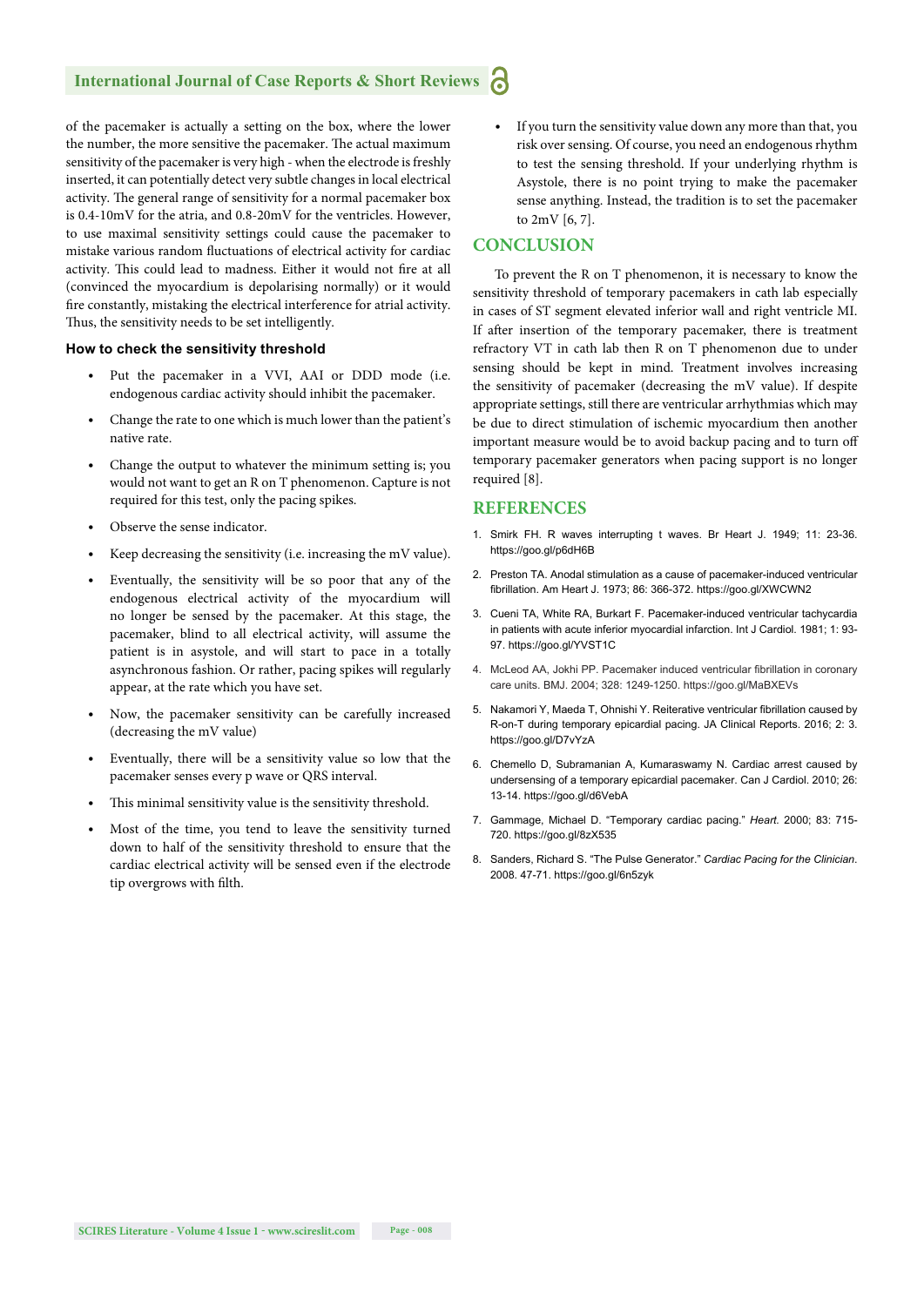of the pacemaker is actually a setting on the box, where the lower the number, the more sensitive the pacemaker. The actual maximum sensitivity of the pacemaker is very high - when the electrode is freshly inserted, it can potentially detect very subtle changes in local electrical activity. The general range of sensitivity for a normal pacemaker box is 0.4-10mV for the atria, and 0.8-20mV for the ventricles. However, to use maximal sensitivity settings could cause the pacemaker to mistake various random fluctuations of electrical activity for cardiac activity. This could lead to madness. Either it would not fire at all (convinced the myocardium is depolarising normally) or it would fire constantly, mistaking the electrical interference for atrial activity. Thus, the sensitivity needs to be set intelligently.

### How to check the sensitivity threshold

- Put the pacemaker in a VVI, AAI or DDD mode (i.e. endogenous cardiac activity should inhibit the pacemaker.
- Change the rate to one which is much lower than the patient's native rate.
- Change the output to whatever the minimum setting is; you would not want to get an R on T phenomenon. Capture is not required for this test, only the pacing spikes.
- Observe the sense indicator.
- Keep decreasing the sensitivity (i.e. increasing the mV value).
- Eventually, the sensitivity will be so poor that any of the endogenous electrical activity of the myocardium will no longer be sensed by the pacemaker. At this stage, the pacemaker, blind to all electrical activity, will assume the patient is in asystole, and will start to pace in a totally asynchronous fashion. Or rather, pacing spikes will regularly appear, at the rate which you have set.
- Now, the pacemaker sensitivity can be carefully increased (decreasing the mV value)
- Eventually, there will be a sensitivity value so low that the pacemaker senses every p wave or QRS interval.
- This minimal sensitivity value is the sensitivity threshold.
- Most of the time, you tend to leave the sensitivity turned down to half of the sensitivity threshold to ensure that the cardiac electrical activity will be sensed even if the electrode tip overgrows with filth.
- If you turn the sensitivity value down any more than that, you risk over sensing. Of course, you need an endogenous rhythm to test the sensing threshold. If your underlying rhythm is Asystole, there is no point trying to make the pacemaker sense anything. Instead, the tradition is to set the pacemaker to 2mV [6, 7].

## CONCLUSION

To prevent the R on T phenomenon, it is necessary to know the sensitivity threshold of temporary pacemakers in cath lab especially in cases of ST segment elevated inferior wall and right ventricle MI. If after insertion of the temporary pacemaker, there is treatment refractory VT in cath lab then R on T phenomenon due to under sensing should be kept in mind. Treatment involves increasing the sensitivity of pacemaker (decreasing the mV value). If despite appropriate settings, still there are ventricular arrhythmias which may be due to direct stimulation of ischemic myocardium then another important measure would be to avoid backup pacing and to turn off temporary pacemaker generators when pacing support is no longer required [8].

## REFERENCES

1. Smirk FH. R waves interrupting t waves. Br Heart J. 1949; 11: 23-36. https://goo.gl/p6dH6B
2. Preston TA. Anodal stimulation as a cause of pacemaker-induced ventricular fibrillation. Am Heart J. 1973; 86: 366-372. https://goo.gl/XWCWN2
3. Cueni TA, White RA, Burkart F. Pacemaker-induced ventricular tachycardia in patients with acute inferior myocardial infarction. Int J Cardiol. 1981; 1: 93-97. https://goo.gl/YVST1C
4. McLeod AA, Jokhi PP. Pacemaker induced ventricular fibrillation in coronary care units. BMJ. 2004; 328: 1249-1250. https://goo.gl/MaBXEVs
5. Nakamori Y, Maeda T, Ohnishi Y. Reiterative ventricular fibrillation caused by R-on-T during temporary epicardial pacing. JA Clinical Reports. 2016; 2: 3. https://goo.gl/D7vYzA
6. Chemello D, Subramanian A, Kumaraswamy N. Cardiac arrest caused by undersensing of a temporary epicardial pacemaker. Can J Cardiol. 2010; 26: 13-14. https://goo.gl/d6VebA
7. Gammage, Michael D. "Temporary cardiac pacing." *Heart.* 2000; 83: 715-720. https://goo.gl/8zX535
8. Sanders, Richard S. "The Pulse Generator." *Cardiac Pacing for the Clinician*. 2008. 47-71. https://goo.gl/6n5zyk